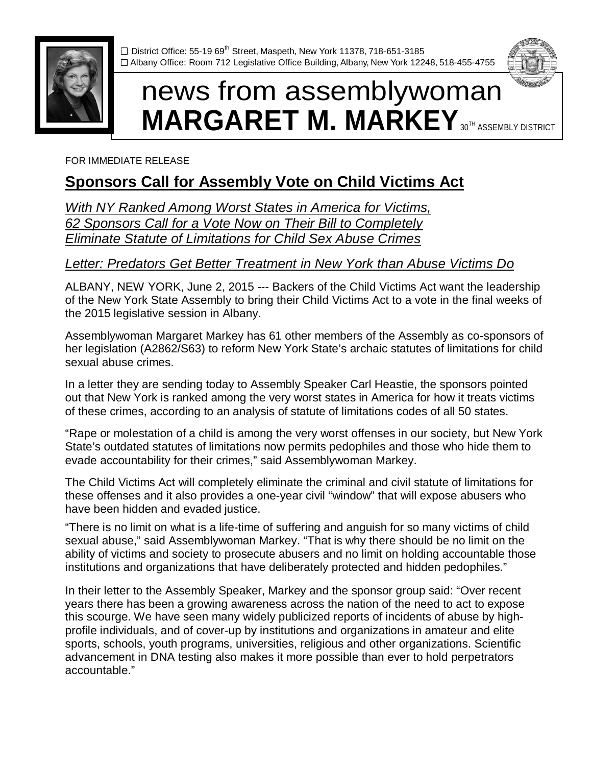☐ District Office: 55-19 69th Street, Maspeth, New York 11378, 718-651-3185
☐ Albany Office: Room 712 Legislative Office Building, Albany, New York 12248, 518-455-4755

# news from assemblywoman **MARGARET M. MARKEY** 30TH ASSEMBLY DISTRICT

FOR IMMEDIATE RELEASE

## Sponsors Call for Assembly Vote on Child Victims Act

*With NY Ranked Among Worst States in America for Victims, 62 Sponsors Call for a Vote Now on Their Bill to Completely Eliminate Statute of Limitations for Child Sex Abuse Crimes*

*Letter: Predators Get Better Treatment in New York than Abuse Victims Do*

ALBANY, NEW YORK, June 2, 2015 --- Backers of the Child Victims Act want the leadership of the New York State Assembly to bring their Child Victims Act to a vote in the final weeks of the 2015 legislative session in Albany.

Assemblywoman Margaret Markey has 61 other members of the Assembly as co-sponsors of her legislation (A2862/S63) to reform New York State's archaic statutes of limitations for child sexual abuse crimes.

In a letter they are sending today to Assembly Speaker Carl Heastie, the sponsors pointed out that New York is ranked among the very worst states in America for how it treats victims of these crimes, according to an analysis of statute of limitations codes of all 50 states.

"Rape or molestation of a child is among the very worst offenses in our society, but New York State's outdated statutes of limitations now permits pedophiles and those who hide them to evade accountability for their crimes," said Assemblywoman Markey.

The Child Victims Act will completely eliminate the criminal and civil statute of limitations for these offenses and it also provides a one-year civil "window" that will expose abusers who have been hidden and evaded justice.

"There is no limit on what is a life-time of suffering and anguish for so many victims of child sexual abuse," said Assemblywoman Markey. "That is why there should be no limit on the ability of victims and society to prosecute abusers and no limit on holding accountable those institutions and organizations that have deliberately protected and hidden pedophiles."

In their letter to the Assembly Speaker, Markey and the sponsor group said: "Over recent years there has been a growing awareness across the nation of the need to act to expose this scourge. We have seen many widely publicized reports of incidents of abuse by high-profile individuals, and of cover-up by institutions and organizations in amateur and elite sports, schools, youth programs, universities, religious and other organizations. Scientific advancement in DNA testing also makes it more possible than ever to hold perpetrators accountable."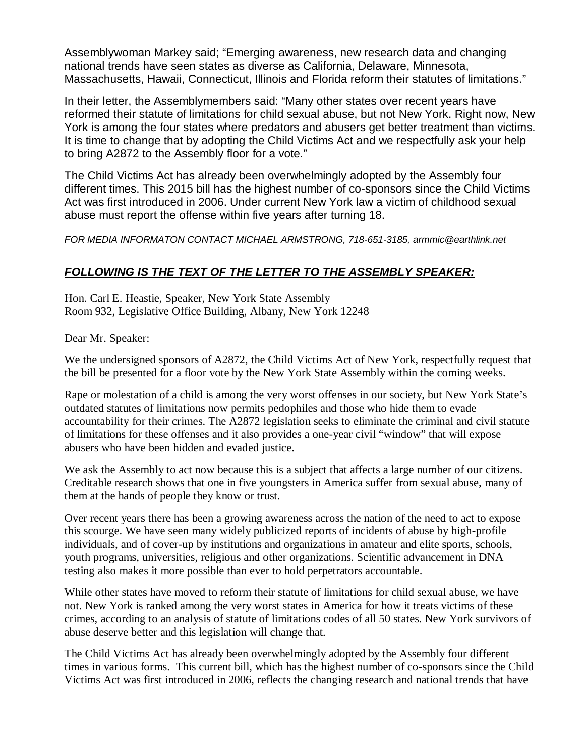Assemblywoman Markey said; "Emerging awareness, new research data and changing national trends have seen states as diverse as California, Delaware, Minnesota, Massachusetts, Hawaii, Connecticut, Illinois and Florida reform their statutes of limitations."

In their letter, the Assemblymembers said: "Many other states over recent years have reformed their statute of limitations for child sexual abuse, but not New York. Right now, New York is among the four states where predators and abusers get better treatment than victims. It is time to change that by adopting the Child Victims Act and we respectfully ask your help to bring A2872 to the Assembly floor for a vote."

The Child Victims Act has already been overwhelmingly adopted by the Assembly four different times. This 2015 bill has the highest number of co-sponsors since the Child Victims Act was first introduced in 2006. Under current New York law a victim of childhood sexual abuse must report the offense within five years after turning 18.

*FOR MEDIA INFORMATON CONTACT MICHAEL ARMSTRONG, 718-651-3185, armmic@earthlink.net*

***FOLLOWING IS THE TEXT OF THE LETTER TO THE ASSEMBLY SPEAKER:***

Hon. Carl E. Heastie, Speaker, New York State Assembly
Room 932, Legislative Office Building, Albany, New York 12248

Dear Mr. Speaker:

We the undersigned sponsors of A2872, the Child Victims Act of New York, respectfully request that the bill be presented for a floor vote by the New York State Assembly within the coming weeks.

Rape or molestation of a child is among the very worst offenses in our society, but New York State's outdated statutes of limitations now permits pedophiles and those who hide them to evade accountability for their crimes. The A2872 legislation seeks to eliminate the criminal and civil statute of limitations for these offenses and it also provides a one-year civil "window" that will expose abusers who have been hidden and evaded justice.

We ask the Assembly to act now because this is a subject that affects a large number of our citizens. Creditable research shows that one in five youngsters in America suffer from sexual abuse, many of them at the hands of people they know or trust.

Over recent years there has been a growing awareness across the nation of the need to act to expose this scourge. We have seen many widely publicized reports of incidents of abuse by high-profile individuals, and of cover-up by institutions and organizations in amateur and elite sports, schools, youth programs, universities, religious and other organizations. Scientific advancement in DNA testing also makes it more possible than ever to hold perpetrators accountable.

While other states have moved to reform their statute of limitations for child sexual abuse, we have not. New York is ranked among the very worst states in America for how it treats victims of these crimes, according to an analysis of statute of limitations codes of all 50 states. New York survivors of abuse deserve better and this legislation will change that.

The Child Victims Act has already been overwhelmingly adopted by the Assembly four different times in various forms. This current bill, which has the highest number of co-sponsors since the Child Victims Act was first introduced in 2006, reflects the changing research and national trends that have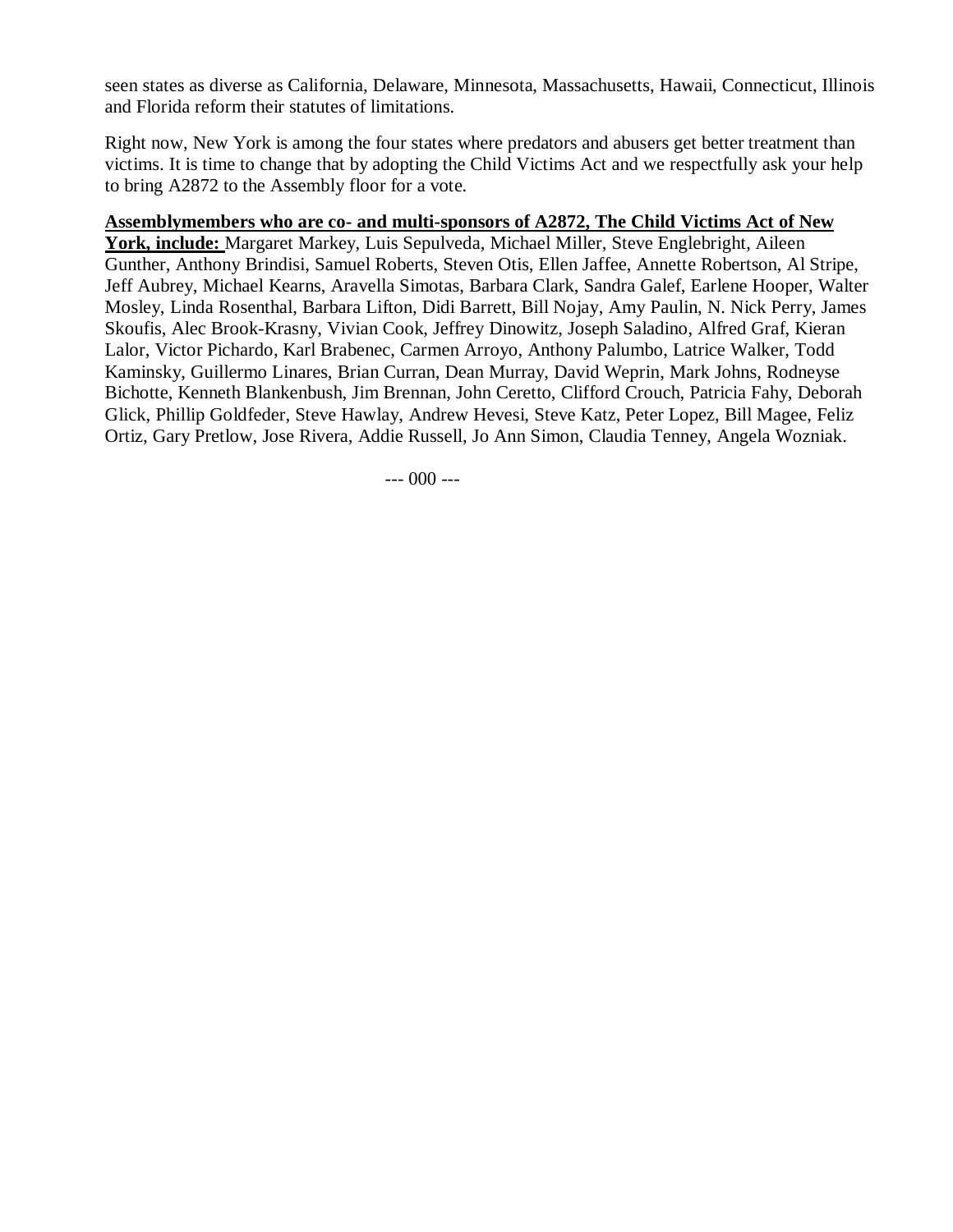seen states as diverse as California, Delaware, Minnesota, Massachusetts, Hawaii, Connecticut, Illinois and Florida reform their statutes of limitations.

Right now, New York is among the four states where predators and abusers get better treatment than victims. It is time to change that by adopting the Child Victims Act and we respectfully ask your help to bring A2872 to the Assembly floor for a vote.

**Assemblymembers who are co- and multi-sponsors of A2872, The Child Victims Act of New York, include:** Margaret Markey, Luis Sepulveda, Michael Miller, Steve Englebright, Aileen Gunther, Anthony Brindisi, Samuel Roberts, Steven Otis, Ellen Jaffee, Annette Robertson, Al Stripe, Jeff Aubrey, Michael Kearns, Aravella Simotas, Barbara Clark, Sandra Galef, Earlene Hooper, Walter Mosley, Linda Rosenthal, Barbara Lifton, Didi Barrett, Bill Nojay, Amy Paulin, N. Nick Perry, James Skoufis, Alec Brook-Krasny, Vivian Cook, Jeffrey Dinowitz, Joseph Saladino, Alfred Graf, Kieran Lalor, Victor Pichardo, Karl Brabenec, Carmen Arroyo, Anthony Palumbo, Latrice Walker, Todd Kaminsky, Guillermo Linares, Brian Curran, Dean Murray, David Weprin, Mark Johns, Rodneyse Bichotte, Kenneth Blankenbush, Jim Brennan, John Ceretto, Clifford Crouch, Patricia Fahy, Deborah Glick, Phillip Goldfeder, Steve Hawlay, Andrew Hevesi, Steve Katz, Peter Lopez, Bill Magee, Feliz Ortiz, Gary Pretlow, Jose Rivera, Addie Russell, Jo Ann Simon, Claudia Tenney, Angela Wozniak.

--- 000 ---